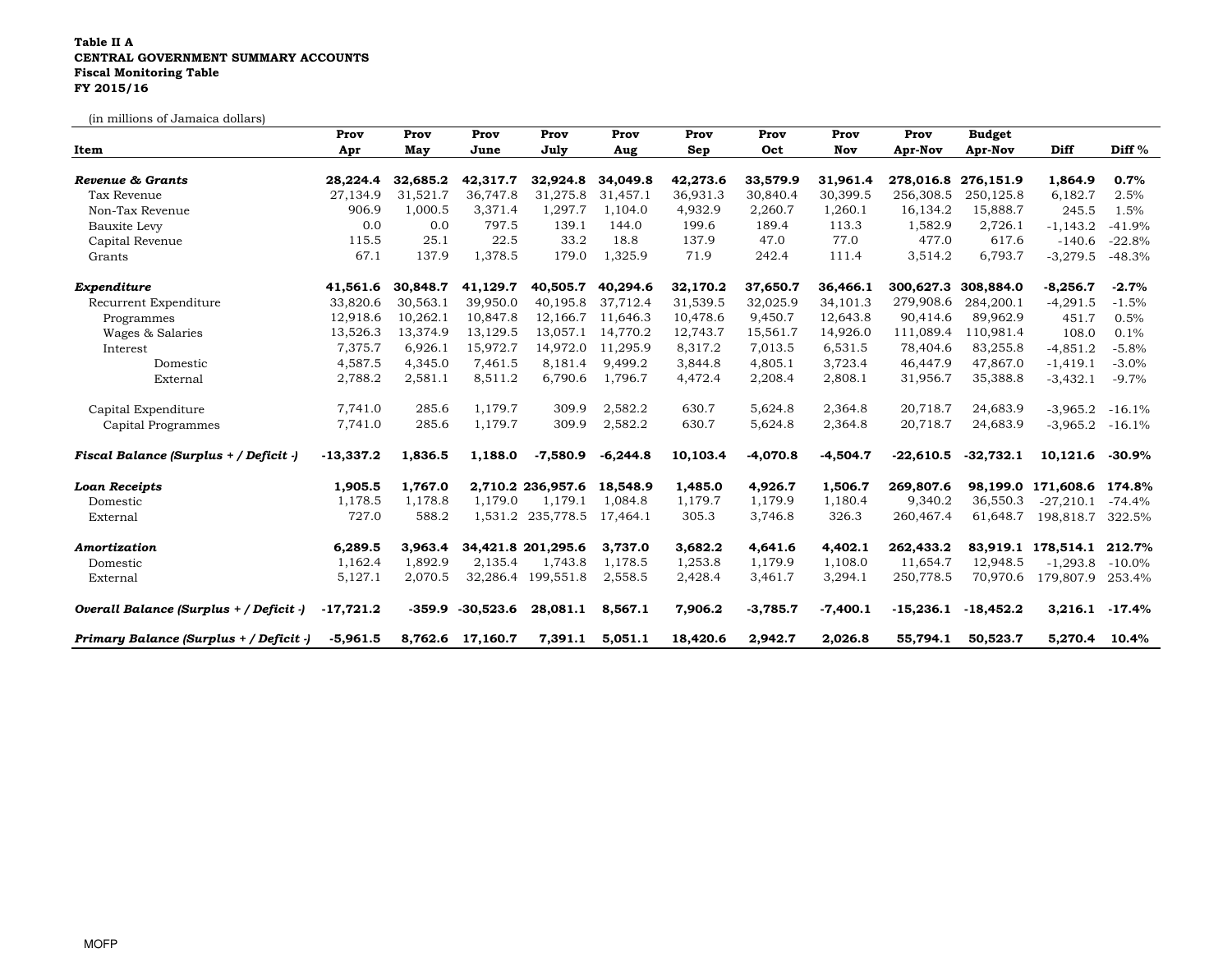**Table II A**
**CENTRAL GOVERNMENT SUMMARY ACCOUNTS**
**Fiscal Monitoring Table**
**FY 2015/16**

(in millions of Jamaica dollars)

| Item | Prov Apr | Prov May | Prov June | Prov July | Prov Aug | Prov Sep | Prov Oct | Prov Nov | Prov Apr-Nov | Budget Apr-Nov | Diff | Diff % |
|---|---|---|---|---|---|---|---|---|---|---|---|---|
| ***Revenue & Grants*** | **28,224.4** | **32,685.2** | **42,317.7** | **32,924.8** | **34,049.8** | **42,273.6** | **33,579.9** | **31,961.4** | **278,016.8** | **276,151.9** | **1,864.9** | **0.7%** |
| Tax Revenue | 27,134.9 | 31,521.7 | 36,747.8 | 31,275.8 | 31,457.1 | 36,931.3 | 30,840.4 | 30,399.5 | 256,308.5 | 250,125.8 | 6,182.7 | 2.5% |
| Non-Tax Revenue | 906.9 | 1,000.5 | 3,371.4 | 1,297.7 | 1,104.0 | 4,932.9 | 2,260.7 | 1,260.1 | 16,134.2 | 15,888.7 | 245.5 | 1.5% |
| Bauxite Levy | 0.0 | 0.0 | 797.5 | 139.1 | 144.0 | 199.6 | 189.4 | 113.3 | 1,582.9 | 2,726.1 | -1,143.2 | -41.9% |
| Capital Revenue | 115.5 | 25.1 | 22.5 | 33.2 | 18.8 | 137.9 | 47.0 | 77.0 | 477.0 | 617.6 | -140.6 | -22.8% |
| Grants | 67.1 | 137.9 | 1,378.5 | 179.0 | 1,325.9 | 71.9 | 242.4 | 111.4 | 3,514.2 | 6,793.7 | -3,279.5 | -48.3% |
| ***Expenditure*** | **41,561.6** | **30,848.7** | **41,129.7** | **40,505.7** | **40,294.6** | **32,170.2** | **37,650.7** | **36,466.1** | **300,627.3** | **308,884.0** | **-8,256.7** | **-2.7%** |
| Recurrent Expenditure | 33,820.6 | 30,563.1 | 39,950.0 | 40,195.8 | 37,712.4 | 31,539.5 | 32,025.9 | 34,101.3 | 279,908.6 | 284,200.1 | -4,291.5 | -1.5% |
| Programmes | 12,918.6 | 10,262.1 | 10,847.8 | 12,166.7 | 11,646.3 | 10,478.6 | 9,450.7 | 12,643.8 | 90,414.6 | 89,962.9 | 451.7 | 0.5% |
| Wages & Salaries | 13,526.3 | 13,374.9 | 13,129.5 | 13,057.1 | 14,770.2 | 12,743.7 | 15,561.7 | 14,926.0 | 111,089.4 | 110,981.4 | 108.0 | 0.1% |
| Interest | 7,375.7 | 6,926.1 | 15,972.7 | 14,972.0 | 11,295.9 | 8,317.2 | 7,013.5 | 6,531.5 | 78,404.6 | 83,255.8 | -4,851.2 | -5.8% |
| Domestic | 4,587.5 | 4,345.0 | 7,461.5 | 8,181.4 | 9,499.2 | 3,844.8 | 4,805.1 | 3,723.4 | 46,447.9 | 47,867.0 | -1,419.1 | -3.0% |
| External | 2,788.2 | 2,581.1 | 8,511.2 | 6,790.6 | 1,796.7 | 4,472.4 | 2,208.4 | 2,808.1 | 31,956.7 | 35,388.8 | -3,432.1 | -9.7% |
| Capital Expenditure | 7,741.0 | 285.6 | 1,179.7 | 309.9 | 2,582.2 | 630.7 | 5,624.8 | 2,364.8 | 20,718.7 | 24,683.9 | -3,965.2 | -16.1% |
| Capital Programmes | 7,741.0 | 285.6 | 1,179.7 | 309.9 | 2,582.2 | 630.7 | 5,624.8 | 2,364.8 | 20,718.7 | 24,683.9 | -3,965.2 | -16.1% |
| ***Fiscal Balance (Surplus + / Deficit -)*** | **-13,337.2** | **1,836.5** | **1,188.0** | **-7,580.9** | **-6,244.8** | **10,103.4** | **-4,070.8** | **-4,504.7** | **-22,610.5** | **-32,732.1** | **10,121.6** | **-30.9%** |
| ***Loan Receipts*** | **1,905.5** | **1,767.0** | **2,710.2** | **236,957.6** | **18,548.9** | **1,485.0** | **4,926.7** | **1,506.7** | **269,807.6** | **98,199.0** | **171,608.6** | **174.8%** |
| Domestic | 1,178.5 | 1,178.8 | 1,179.0 | 1,179.1 | 1,084.8 | 1,179.7 | 1,179.9 | 1,180.4 | 9,340.2 | 36,550.3 | -27,210.1 | -74.4% |
| External | 727.0 | 588.2 | 1,531.2 | 235,778.5 | 17,464.1 | 305.3 | 3,746.8 | 326.3 | 260,467.4 | 61,648.7 | 198,818.7 | 322.5% |
| ***Amortization*** | **6,289.5** | **3,963.4** | **34,421.8** | **201,295.6** | **3,737.0** | **3,682.2** | **4,641.6** | **4,402.1** | **262,433.2** | **83,919.1** | **178,514.1** | **212.7%** |
| Domestic | 1,162.4 | 1,892.9 | 2,135.4 | 1,743.8 | 1,178.5 | 1,253.8 | 1,179.9 | 1,108.0 | 11,654.7 | 12,948.5 | -1,293.8 | -10.0% |
| External | 5,127.1 | 2,070.5 | 32,286.4 | 199,551.8 | 2,558.5 | 2,428.4 | 3,461.7 | 3,294.1 | 250,778.5 | 70,970.6 | 179,807.9 | 253.4% |
| ***Overall Balance (Surplus + / Deficit -)*** | **-17,721.2** | **-359.9** | **-30,523.6** | **28,081.1** | **8,567.1** | **7,906.2** | **-3,785.7** | **-7,400.1** | **-15,236.1** | **-18,452.2** | **3,216.1** | **-17.4%** |
| ***Primary Balance (Surplus + / Deficit -)*** | **-5,961.5** | **8,762.6** | **17,160.7** | **7,391.1** | **5,051.1** | **18,420.6** | **2,942.7** | **2,026.8** | **55,794.1** | **50,523.7** | **5,270.4** | **10.4%** |

MOFP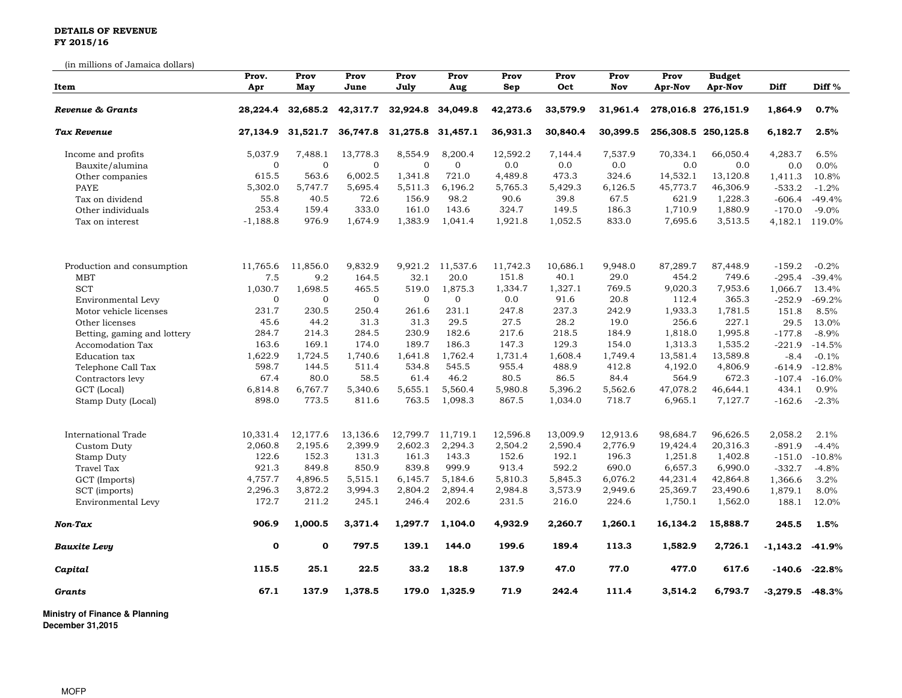**DETAILS OF REVENUE**
**FY 2015/16**

(in millions of Jamaica dollars)

| Item | Prov. Apr | Prov May | Prov June | Prov July | Prov Aug | Prov Sep | Prov Oct | Prov Nov | Prov Apr-Nov | Budget Apr-Nov | Diff | Diff % |
|---|---|---|---|---|---|---|---|---|---|---|---|---|
| ***Revenue & Grants*** | **28,224.4** | **32,685.2** | **42,317.7** | **32,924.8** | **34,049.8** | **42,273.6** | **33,579.9** | **31,961.4** | **278,016.8** | **276,151.9** | **1,864.9** | **0.7%** |
| ***Tax Revenue*** | **27,134.9** | **31,521.7** | **36,747.8** | **31,275.8** | **31,457.1** | **36,931.3** | **30,840.4** | **30,399.5** | **256,308.5** | **250,125.8** | **6,182.7** | **2.5%** |
| Income and profits | 5,037.9 | 7,488.1 | 13,778.3 | 8,554.9 | 8,200.4 | 12,592.2 | 7,144.4 | 7,537.9 | 70,334.1 | 66,050.4 | 4,283.7 | 6.5% |
| Bauxite/alumina | 0 | 0 | 0 | 0 | 0 | 0.0 | 0.0 | 0.0 | 0.0 | 0.0 | 0.0 | 0.0% |
| Other companies | 615.5 | 563.6 | 6,002.5 | 1,341.8 | 721.0 | 4,489.8 | 473.3 | 324.6 | 14,532.1 | 13,120.8 | 1,411.3 | 10.8% |
| PAYE | 5,302.0 | 5,747.7 | 5,695.4 | 5,511.3 | 6,196.2 | 5,765.3 | 5,429.3 | 6,126.5 | 45,773.7 | 46,306.9 | -533.2 | -1.2% |
| Tax on dividend | 55.8 | 40.5 | 72.6 | 156.9 | 98.2 | 90.6 | 39.8 | 67.5 | 621.9 | 1,228.3 | -606.4 | -49.4% |
| Other individuals | 253.4 | 159.4 | 333.0 | 161.0 | 143.6 | 324.7 | 149.5 | 186.3 | 1,710.9 | 1,880.9 | -170.0 | -9.0% |
| Tax on interest | -1,188.8 | 976.9 | 1,674.9 | 1,383.9 | 1,041.4 | 1,921.8 | 1,052.5 | 833.0 | 7,695.6 | 3,513.5 | 4,182.1 | 119.0% |
| Production and consumption | 11,765.6 | 11,856.0 | 9,832.9 | 9,921.2 | 11,537.6 | 11,742.3 | 10,686.1 | 9,948.0 | 87,289.7 | 87,448.9 | -159.2 | -0.2% |
| MBT | 7.5 | 9.2 | 164.5 | 32.1 | 20.0 | 151.8 | 40.1 | 29.0 | 454.2 | 749.6 | -295.4 | -39.4% |
| SCT | 1,030.7 | 1,698.5 | 465.5 | 519.0 | 1,875.3 | 1,334.7 | 1,327.1 | 769.5 | 9,020.3 | 7,953.6 | 1,066.7 | 13.4% |
| Environmental Levy | 0 | 0 | 0 | 0 | 0 | 0.0 | 91.6 | 20.8 | 112.4 | 365.3 | -252.9 | -69.2% |
| Motor vehicle licenses | 231.7 | 230.5 | 250.4 | 261.6 | 231.1 | 247.8 | 237.3 | 242.9 | 1,933.3 | 1,781.5 | 151.8 | 8.5% |
| Other licenses | 45.6 | 44.2 | 31.3 | 31.3 | 29.5 | 27.5 | 28.2 | 19.0 | 256.6 | 227.1 | 29.5 | 13.0% |
| Betting, gaming and lottery | 284.7 | 214.3 | 284.5 | 230.9 | 182.6 | 217.6 | 218.5 | 184.9 | 1,818.0 | 1,995.8 | -177.8 | -8.9% |
| Accomodation Tax | 163.6 | 169.1 | 174.0 | 189.7 | 186.3 | 147.3 | 129.3 | 154.0 | 1,313.3 | 1,535.2 | -221.9 | -14.5% |
| Education tax | 1,622.9 | 1,724.5 | 1,740.6 | 1,641.8 | 1,762.4 | 1,731.4 | 1,608.4 | 1,749.4 | 13,581.4 | 13,589.8 | -8.4 | -0.1% |
| Telephone Call Tax | 598.7 | 144.5 | 511.4 | 534.8 | 545.5 | 955.4 | 488.9 | 412.8 | 4,192.0 | 4,806.9 | -614.9 | -12.8% |
| Contractors levy | 67.4 | 80.0 | 58.5 | 61.4 | 46.2 | 80.5 | 86.5 | 84.4 | 564.9 | 672.3 | -107.4 | -16.0% |
| GCT (Local) | 6,814.8 | 6,767.7 | 5,340.6 | 5,655.1 | 5,560.4 | 5,980.8 | 5,396.2 | 5,562.6 | 47,078.2 | 46,644.1 | 434.1 | 0.9% |
| Stamp Duty (Local) | 898.0 | 773.5 | 811.6 | 763.5 | 1,098.3 | 867.5 | 1,034.0 | 718.7 | 6,965.1 | 7,127.7 | -162.6 | -2.3% |
| International Trade | 10,331.4 | 12,177.6 | 13,136.6 | 12,799.7 | 11,719.1 | 12,596.8 | 13,009.9 | 12,913.6 | 98,684.7 | 96,626.5 | 2,058.2 | 2.1% |
| Custom Duty | 2,060.8 | 2,195.6 | 2,399.9 | 2,602.3 | 2,294.3 | 2,504.2 | 2,590.4 | 2,776.9 | 19,424.4 | 20,316.3 | -891.9 | -4.4% |
| Stamp Duty | 122.6 | 152.3 | 131.3 | 161.3 | 143.3 | 152.6 | 192.1 | 196.3 | 1,251.8 | 1,402.8 | -151.0 | -10.8% |
| Travel Tax | 921.3 | 849.8 | 850.9 | 839.8 | 999.9 | 913.4 | 592.2 | 690.0 | 6,657.3 | 6,990.0 | -332.7 | -4.8% |
| GCT (Imports) | 4,757.7 | 4,896.5 | 5,515.1 | 6,145.7 | 5,184.6 | 5,810.3 | 5,845.3 | 6,076.2 | 44,231.4 | 42,864.8 | 1,366.6 | 3.2% |
| SCT (imports) | 2,296.3 | 3,872.2 | 3,994.3 | 2,804.2 | 2,894.4 | 2,984.8 | 3,573.9 | 2,949.6 | 25,369.7 | 23,490.6 | 1,879.1 | 8.0% |
| Environmental Levy | 172.7 | 211.2 | 245.1 | 246.4 | 202.6 | 231.5 | 216.0 | 224.6 | 1,750.1 | 1,562.0 | 188.1 | 12.0% |
| ***Non-Tax*** | **906.9** | **1,000.5** | **3,371.4** | **1,297.7** | **1,104.0** | **4,932.9** | **2,260.7** | **1,260.1** | **16,134.2** | **15,888.7** | **245.5** | **1.5%** |
| ***Bauxite Levy*** | **0** | **0** | **797.5** | **139.1** | **144.0** | **199.6** | **189.4** | **113.3** | **1,582.9** | **2,726.1** | **-1,143.2** | **-41.9%** |
| ***Capital*** | **115.5** | **25.1** | **22.5** | **33.2** | **18.8** | **137.9** | **47.0** | **77.0** | **477.0** | **617.6** | **-140.6** | **-22.8%** |
| ***Grants*** | **67.1** | **137.9** | **1,378.5** | **179.0** | **1,325.9** | **71.9** | **242.4** | **111.4** | **3,514.2** | **6,793.7** | **-3,279.5** | **-48.3%** |

**Ministry of Finance & Planning**
**December 31,2015**

MOFP